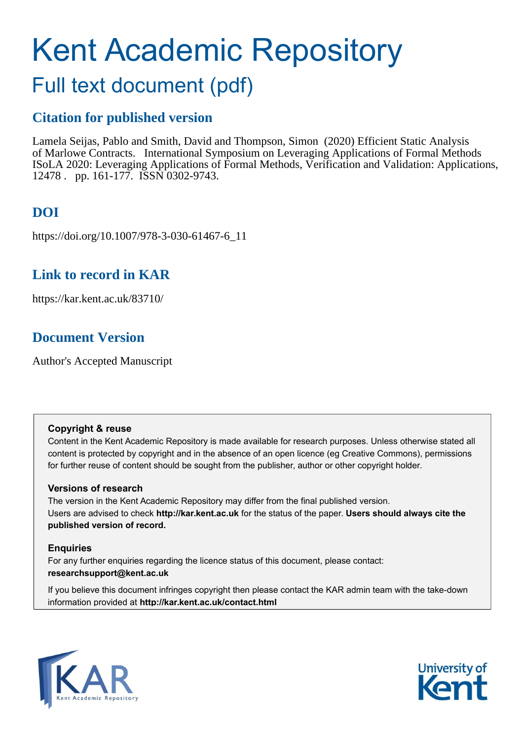# Kent Academic Repository

## Full text document (pdf)

### Citation for published version

Lamela Seijas, Pablo and Smith, David and Thompson, Simon (2020) Efficient Static Analysis of Marlowe Contracts. International Symposium on Leveraging Applications of Formal Methods ISoLA 2020: Leveraging Applications of Formal Methods, Verification and Validation: Applications, 12478 . pp. 161-177. ISSN 0302-9743.

### DOI

https://doi.org/10.1007/978-3-030-61467-6_11

### Link to record in KAR

https://kar.kent.ac.uk/83710/

### Document Version

Author's Accepted Manuscript

**Copyright & reuse**

Content in the Kent Academic Repository is made available for research purposes. Unless otherwise stated all content is protected by copyright and in the absence of an open licence (eg Creative Commons), permissions for further reuse of content should be sought from the publisher, author or other copyright holder.

**Versions of research**

The version in the Kent Academic Repository may differ from the final published version.
Users are advised to check **http://kar.kent.ac.uk** for the status of the paper. **Users should always cite the published version of record.**

**Enquiries**

For any further enquiries regarding the licence status of this document, please contact:
**researchsupport@kent.ac.uk**

If you believe this document infringes copyright then please contact the KAR admin team with the take-down information provided at **http://kar.kent.ac.uk/contact.html**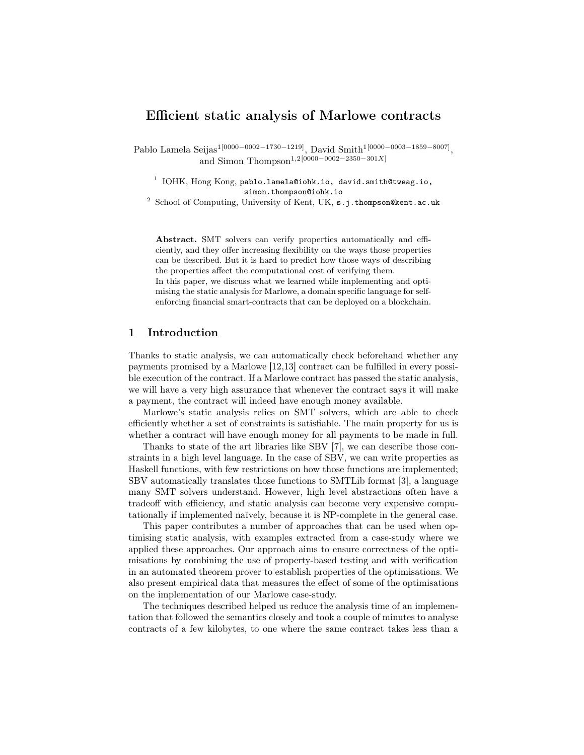# Efficient static analysis of Marlowe contracts

Pablo Lamela Seijas[1[0000−0002−1730−1219]], David Smith[1[0000−0003−1859−8007]], and Simon Thompson[1,2[0000−0002−2350−301X]]

[1] IOHK, Hong Kong, pablo.lamela@iohk.io, david.smith@tweag.io, simon.thompson@iohk.io

[2] School of Computing, University of Kent, UK, s.j.thompson@kent.ac.uk

**Abstract.** SMT solvers can verify properties automatically and efficiently, and they offer increasing flexibility on the ways those properties can be described. But it is hard to predict how those ways of describing the properties affect the computational cost of verifying them.
In this paper, we discuss what we learned while implementing and optimising the static analysis for Marlowe, a domain specific language for self-enforcing financial smart-contracts that can be deployed on a blockchain.

## 1 Introduction

Thanks to static analysis, we can automatically check beforehand whether any payments promised by a Marlowe [12,13] contract can be fulfilled in every possible execution of the contract. If a Marlowe contract has passed the static analysis, we will have a very high assurance that whenever the contract says it will make a payment, the contract will indeed have enough money available.

Marlowe's static analysis relies on SMT solvers, which are able to check efficiently whether a set of constraints is satisfiable. The main property for us is whether a contract will have enough money for all payments to be made in full.

Thanks to state of the art libraries like SBV [7], we can describe those constraints in a high level language. In the case of SBV, we can write properties as Haskell functions, with few restrictions on how those functions are implemented; SBV automatically translates those functions to SMTLib format [3], a language many SMT solvers understand. However, high level abstractions often have a tradeoff with efficiency, and static analysis can become very expensive computationally if implemented naïvely, because it is NP-complete in the general case.

This paper contributes a number of approaches that can be used when optimising static analysis, with examples extracted from a case-study where we applied these approaches. Our approach aims to ensure correctness of the optimisations by combining the use of property-based testing and with verification in an automated theorem prover to establish properties of the optimisations. We also present empirical data that measures the effect of some of the optimisations on the implementation of our Marlowe case-study.

The techniques described helped us reduce the analysis time of an implementation that followed the semantics closely and took a couple of minutes to analyse contracts of a few kilobytes, to one where the same contract takes less than a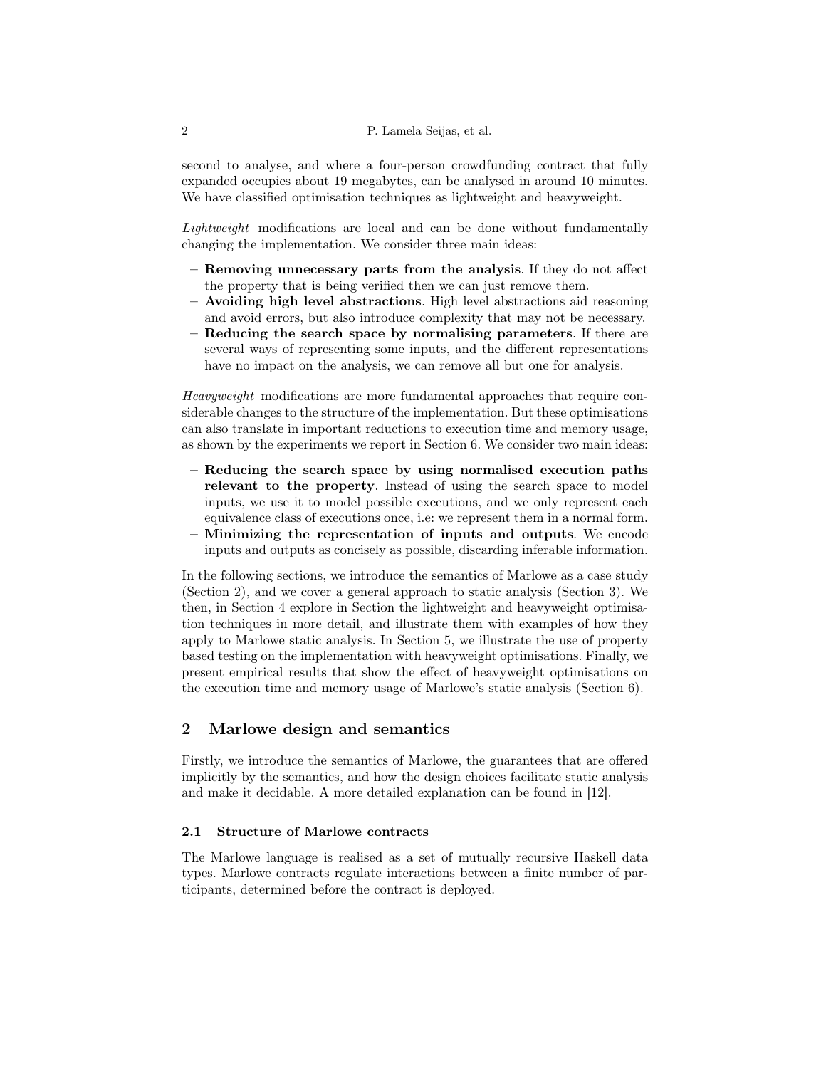second to analyse, and where a four-person crowdfunding contract that fully expanded occupies about 19 megabytes, can be analysed in around 10 minutes. We have classified optimisation techniques as lightweight and heavyweight.

*Lightweight* modifications are local and can be done without fundamentally changing the implementation. We consider three main ideas:

- **Removing unnecessary parts from the analysis**. If they do not affect the property that is being verified then we can just remove them.
- **Avoiding high level abstractions**. High level abstractions aid reasoning and avoid errors, but also introduce complexity that may not be necessary.
- **Reducing the search space by normalising parameters**. If there are several ways of representing some inputs, and the different representations have no impact on the analysis, we can remove all but one for analysis.

*Heavyweight* modifications are more fundamental approaches that require considerable changes to the structure of the implementation. But these optimisations can also translate in important reductions to execution time and memory usage, as shown by the experiments we report in Section 6. We consider two main ideas:

- **Reducing the search space by using normalised execution paths relevant to the property**. Instead of using the search space to model inputs, we use it to model possible executions, and we only represent each equivalence class of executions once, i.e: we represent them in a normal form.
- **Minimizing the representation of inputs and outputs**. We encode inputs and outputs as concisely as possible, discarding inferable information.

In the following sections, we introduce the semantics of Marlowe as a case study (Section 2), and we cover a general approach to static analysis (Section 3). We then, in Section 4 explore in Section the lightweight and heavyweight optimisation techniques in more detail, and illustrate them with examples of how they apply to Marlowe static analysis. In Section 5, we illustrate the use of property based testing on the implementation with heavyweight optimisations. Finally, we present empirical results that show the effect of heavyweight optimisations on the execution time and memory usage of Marlowe's static analysis (Section 6).

## 2 Marlowe design and semantics

Firstly, we introduce the semantics of Marlowe, the guarantees that are offered implicitly by the semantics, and how the design choices facilitate static analysis and make it decidable. A more detailed explanation can be found in [12].

### 2.1 Structure of Marlowe contracts

The Marlowe language is realised as a set of mutually recursive Haskell data types. Marlowe contracts regulate interactions between a finite number of participants, determined before the contract is deployed.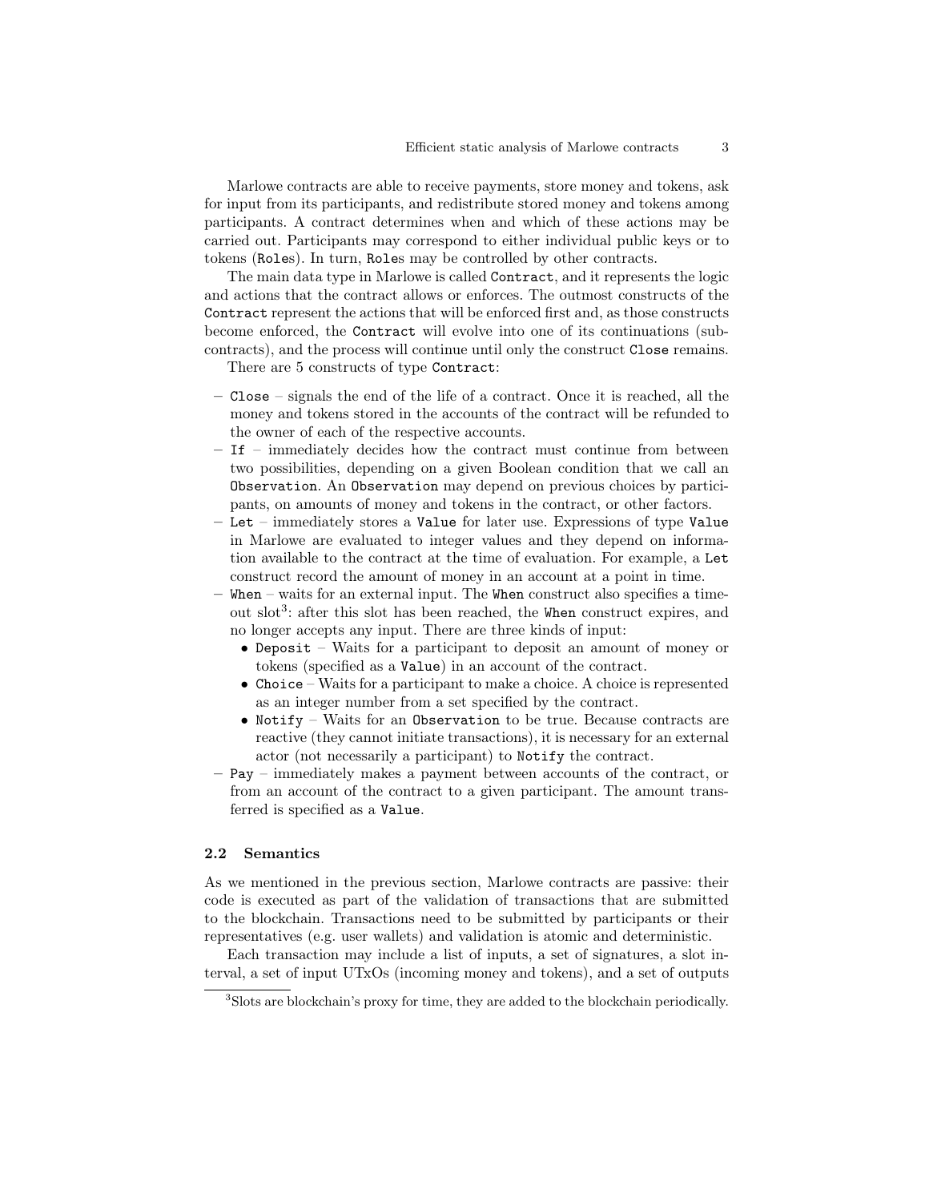Marlowe contracts are able to receive payments, store money and tokens, ask for input from its participants, and redistribute stored money and tokens among participants. A contract determines when and which of these actions may be carried out. Participants may correspond to either individual public keys or to tokens (`Role`s). In turn, `Role`s may be controlled by other contracts.

The main data type in Marlowe is called `Contract`, and it represents the logic and actions that the contract allows or enforces. The outmost constructs of the `Contract` represent the actions that will be enforced first and, as those constructs become enforced, the `Contract` will evolve into one of its continuations (subcontracts), and the process will continue until only the construct `Close` remains.

There are 5 constructs of type `Contract`:

- `Close` – signals the end of the life of a contract. Once it is reached, all the money and tokens stored in the accounts of the contract will be refunded to the owner of each of the respective accounts.
- `If` – immediately decides how the contract must continue from between two possibilities, depending on a given Boolean condition that we call an `Observation`. An `Observation` may depend on previous choices by participants, on amounts of money and tokens in the contract, or other factors.
- `Let` – immediately stores a `Value` for later use. Expressions of type `Value` in Marlowe are evaluated to integer values and they depend on information available to the contract at the time of evaluation. For example, a `Let` construct record the amount of money in an account at a point in time.
- `When` – waits for an external input. The `When` construct also specifies a timeout slot[3]: after this slot has been reached, the `When` construct expires, and no longer accepts any input. There are three kinds of input:
  - `Deposit` – Waits for a participant to deposit an amount of money or tokens (specified as a `Value`) in an account of the contract.
  - `Choice` – Waits for a participant to make a choice. A choice is represented as an integer number from a set specified by the contract.
  - `Notify` – Waits for an `Observation` to be true. Because contracts are reactive (they cannot initiate transactions), it is necessary for an external actor (not necessarily a participant) to `Notify` the contract.
- `Pay` – immediately makes a payment between accounts of the contract, or from an account of the contract to a given participant. The amount transferred is specified as a `Value`.

### 2.2 Semantics

As we mentioned in the previous section, Marlowe contracts are passive: their code is executed as part of the validation of transactions that are submitted to the blockchain. Transactions need to be submitted by participants or their representatives (e.g. user wallets) and validation is atomic and deterministic.

Each transaction may include a list of inputs, a set of signatures, a slot interval, a set of input UTxOs (incoming money and tokens), and a set of outputs

[3] Slots are blockchain's proxy for time, they are added to the blockchain periodically.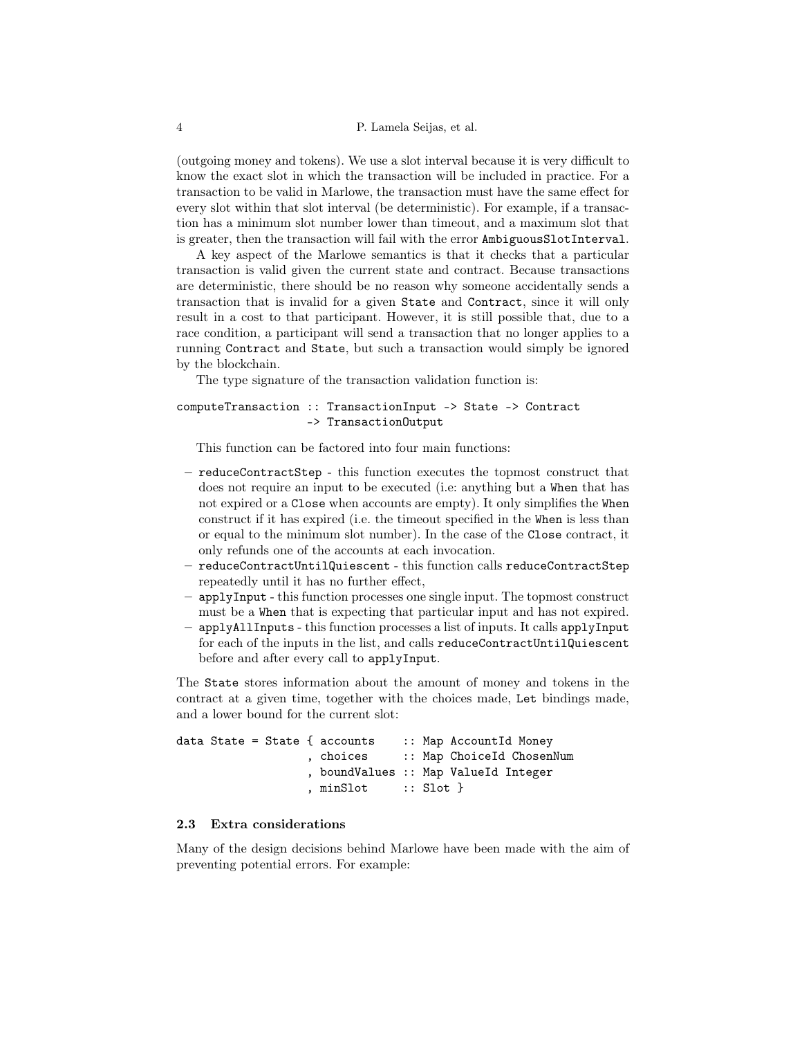(outgoing money and tokens). We use a slot interval because it is very difficult to know the exact slot in which the transaction will be included in practice. For a transaction to be valid in Marlowe, the transaction must have the same effect for every slot within that slot interval (be deterministic). For example, if a transaction has a minimum slot number lower than timeout, and a maximum slot that is greater, then the transaction will fail with the error `AmbiguousSlotInterval`.

A key aspect of the Marlowe semantics is that it checks that a particular transaction is valid given the current state and contract. Because transactions are deterministic, there should be no reason why someone accidentally sends a transaction that is invalid for a given `State` and `Contract`, since it will only result in a cost to that participant. However, it is still possible that, due to a race condition, a participant will send a transaction that no longer applies to a running `Contract` and `State`, but such a transaction would simply be ignored by the blockchain.

The type signature of the transaction validation function is:

```
computeTransaction :: TransactionInput -> State -> Contract
                   -> TransactionOutput
```

This function can be factored into four main functions:

- `reduceContractStep` - this function executes the topmost construct that does not require an input to be executed (i.e: anything but a `When` that has not expired or a `Close` when accounts are empty). It only simplifies the `When` construct if it has expired (i.e. the timeout specified in the `When` is less than or equal to the minimum slot number). In the case of the `Close` contract, it only refunds one of the accounts at each invocation.
- `reduceContractUntilQuiescent` - this function calls `reduceContractStep` repeatedly until it has no further effect,
- `applyInput` - this function processes one single input. The topmost construct must be a `When` that is expecting that particular input and has not expired.
- `applyAllInputs` - this function processes a list of inputs. It calls `applyInput` for each of the inputs in the list, and calls `reduceContractUntilQuiescent` before and after every call to `applyInput`.

The `State` stores information about the amount of money and tokens in the contract at a given time, together with the choices made, `Let` bindings made, and a lower bound for the current slot:

```
data State = State { accounts    :: Map AccountId Money
                   , choices     :: Map ChoiceId ChosenNum
                   , boundValues :: Map ValueId Integer
                   , minSlot     :: Slot }
```

### 2.3 Extra considerations

Many of the design decisions behind Marlowe have been made with the aim of preventing potential errors. For example: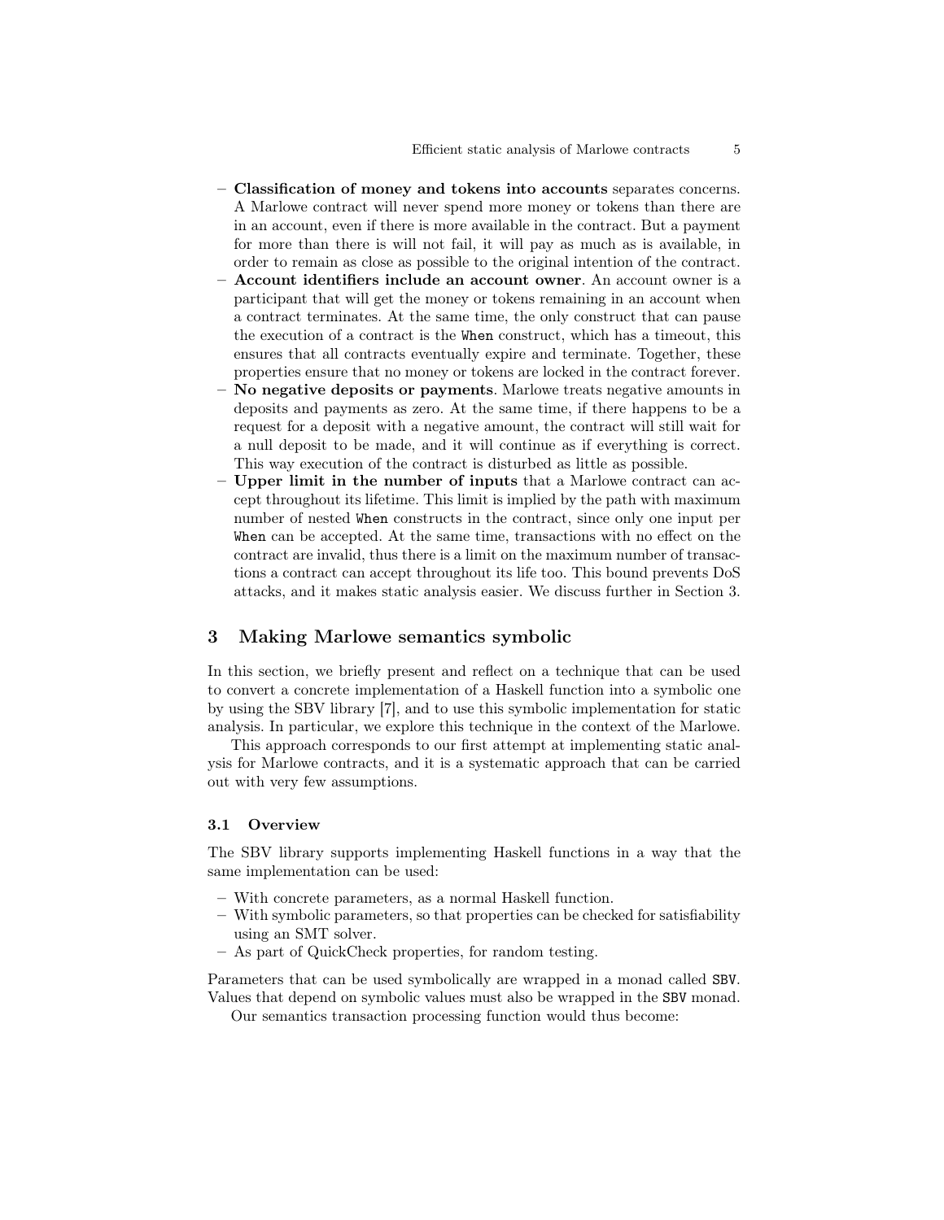- **Classification of money and tokens into accounts** separates concerns. A Marlowe contract will never spend more money or tokens than there are in an account, even if there is more available in the contract. But a payment for more than there is will not fail, it will pay as much as is available, in order to remain as close as possible to the original intention of the contract.
- **Account identifiers include an account owner**. An account owner is a participant that will get the money or tokens remaining in an account when a contract terminates. At the same time, the only construct that can pause the execution of a contract is the `When` construct, which has a timeout, this ensures that all contracts eventually expire and terminate. Together, these properties ensure that no money or tokens are locked in the contract forever.
- **No negative deposits or payments**. Marlowe treats negative amounts in deposits and payments as zero. At the same time, if there happens to be a request for a deposit with a negative amount, the contract will still wait for a null deposit to be made, and it will continue as if everything is correct. This way execution of the contract is disturbed as little as possible.
- **Upper limit in the number of inputs** that a Marlowe contract can accept throughout its lifetime. This limit is implied by the path with maximum number of nested `When` constructs in the contract, since only one input per `When` can be accepted. At the same time, transactions with no effect on the contract are invalid, thus there is a limit on the maximum number of transactions a contract can accept throughout its life too. This bound prevents DoS attacks, and it makes static analysis easier. We discuss further in Section 3.

## 3 Making Marlowe semantics symbolic

In this section, we briefly present and reflect on a technique that can be used to convert a concrete implementation of a Haskell function into a symbolic one by using the SBV library [7], and to use this symbolic implementation for static analysis. In particular, we explore this technique in the context of the Marlowe.

This approach corresponds to our first attempt at implementing static analysis for Marlowe contracts, and it is a systematic approach that can be carried out with very few assumptions.

### 3.1 Overview

The SBV library supports implementing Haskell functions in a way that the same implementation can be used:

- With concrete parameters, as a normal Haskell function.
- With symbolic parameters, so that properties can be checked for satisfiability using an SMT solver.
- As part of QuickCheck properties, for random testing.

Parameters that can be used symbolically are wrapped in a monad called `SBV`. Values that depend on symbolic values must also be wrapped in the `SBV` monad.

Our semantics transaction processing function would thus become: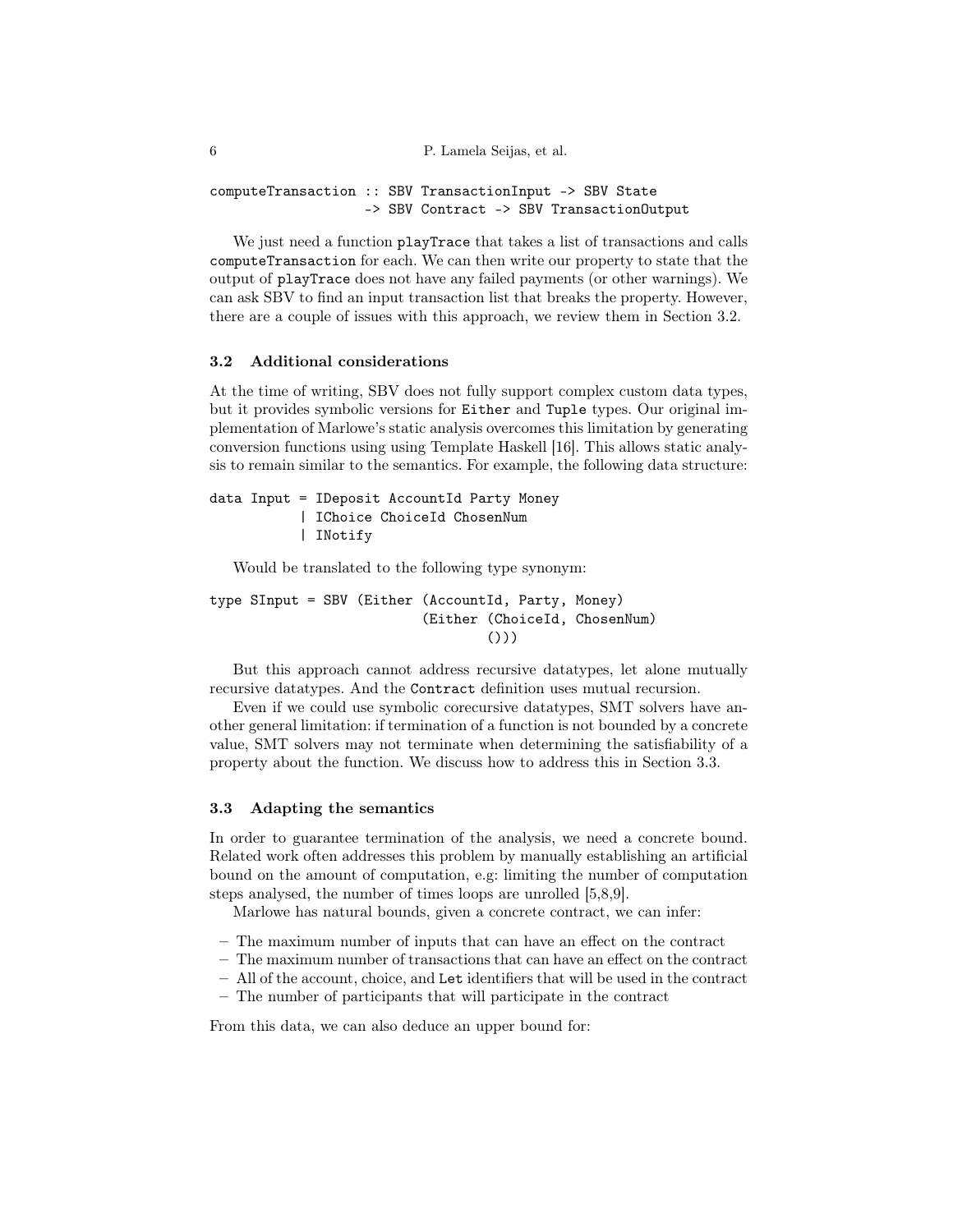```
computeTransaction :: SBV TransactionInput -> SBV State
                   -> SBV Contract -> SBV TransactionOutput
```

We just need a function `playTrace` that takes a list of transactions and calls `computeTransaction` for each. We can then write our property to state that the output of `playTrace` does not have any failed payments (or other warnings). We can ask SBV to find an input transaction list that breaks the property. However, there are a couple of issues with this approach, we review them in Section 3.2.

### 3.2 Additional considerations

At the time of writing, SBV does not fully support complex custom data types, but it provides symbolic versions for `Either` and `Tuple` types. Our original implementation of Marlowe's static analysis overcomes this limitation by generating conversion functions using using Template Haskell [16]. This allows static analysis to remain similar to the semantics. For example, the following data structure:

```
data Input = IDeposit AccountId Party Money
           | IChoice ChoiceId ChosenNum
           | INotify
```

Would be translated to the following type synonym:

```
type SInput = SBV (Either (AccountId, Party, Money)
                          (Either (ChoiceId, ChosenNum)
                                  ()))
```

But this approach cannot address recursive datatypes, let alone mutually recursive datatypes. And the `Contract` definition uses mutual recursion.

Even if we could use symbolic corecursive datatypes, SMT solvers have another general limitation: if termination of a function is not bounded by a concrete value, SMT solvers may not terminate when determining the satisfiability of a property about the function. We discuss how to address this in Section 3.3.

### 3.3 Adapting the semantics

In order to guarantee termination of the analysis, we need a concrete bound. Related work often addresses this problem by manually establishing an artificial bound on the amount of computation, e.g: limiting the number of computation steps analysed, the number of times loops are unrolled [5,8,9].

Marlowe has natural bounds, given a concrete contract, we can infer:

- The maximum number of inputs that can have an effect on the contract
- The maximum number of transactions that can have an effect on the contract
- All of the account, choice, and `Let` identifiers that will be used in the contract
- The number of participants that will participate in the contract

From this data, we can also deduce an upper bound for: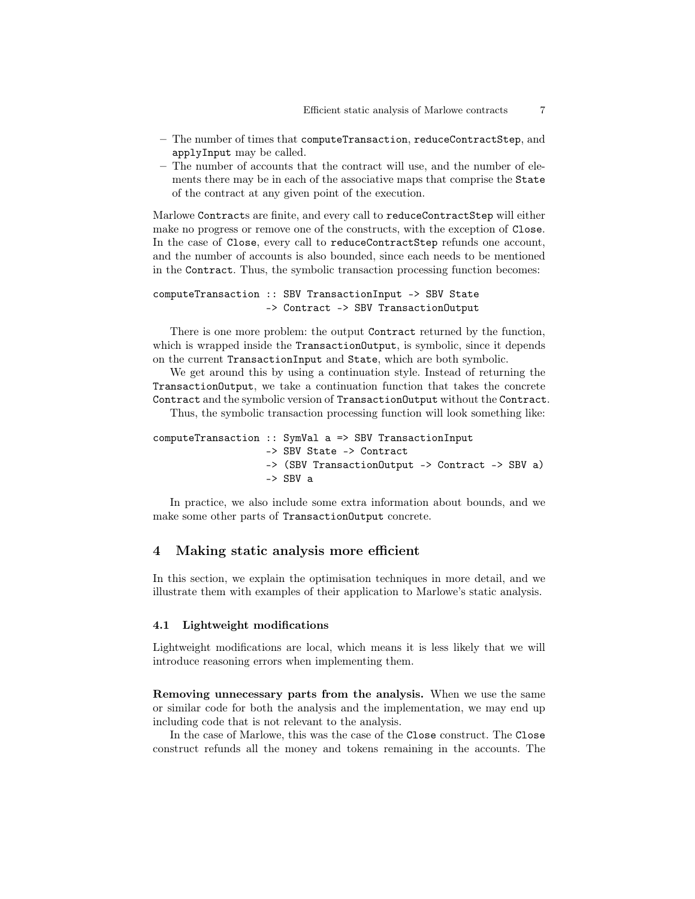- The number of times that `computeTransaction`, `reduceContractStep`, and `applyInput` may be called.
- The number of accounts that the contract will use, and the number of elements there may be in each of the associative maps that comprise the `State` of the contract at any given point of the execution.

Marlowe `Contract`s are finite, and every call to `reduceContractStep` will either make no progress or remove one of the constructs, with the exception of `Close`. In the case of `Close`, every call to `reduceContractStep` refunds one account, and the number of accounts is also bounded, since each needs to be mentioned in the `Contract`. Thus, the symbolic transaction processing function becomes:

```
computeTransaction :: SBV TransactionInput -> SBV State
                   -> Contract -> SBV TransactionOutput
```

There is one more problem: the output `Contract` returned by the function, which is wrapped inside the `TransactionOutput`, is symbolic, since it depends on the current `TransactionInput` and `State`, which are both symbolic.

We get around this by using a continuation style. Instead of returning the `TransactionOutput`, we take a continuation function that takes the concrete `Contract` and the symbolic version of `TransactionOutput` without the `Contract`.

Thus, the symbolic transaction processing function will look something like:

```
computeTransaction :: SymVal a => SBV TransactionInput
                   -> SBV State -> Contract
                   -> (SBV TransactionOutput -> Contract -> SBV a)
                   -> SBV a
```

In practice, we also include some extra information about bounds, and we make some other parts of `TransactionOutput` concrete.

## 4 Making static analysis more efficient

In this section, we explain the optimisation techniques in more detail, and we illustrate them with examples of their application to Marlowe's static analysis.

### 4.1 Lightweight modifications

Lightweight modifications are local, which means it is less likely that we will introduce reasoning errors when implementing them.

**Removing unnecessary parts from the analysis.** When we use the same or similar code for both the analysis and the implementation, we may end up including code that is not relevant to the analysis.

In the case of Marlowe, this was the case of the `Close` construct. The `Close` construct refunds all the money and tokens remaining in the accounts. The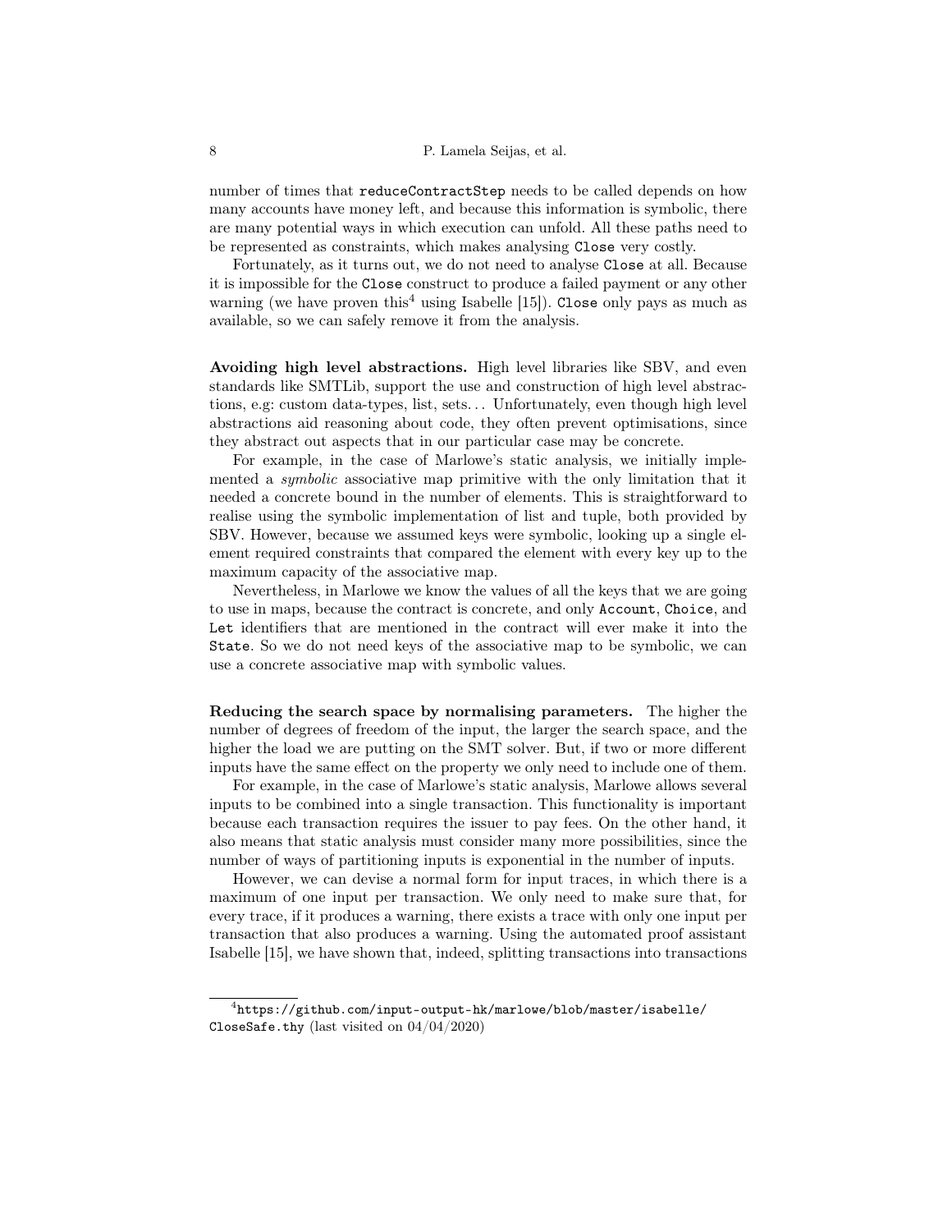number of times that `reduceContractStep` needs to be called depends on how many accounts have money left, and because this information is symbolic, there are many potential ways in which execution can unfold. All these paths need to be represented as constraints, which makes analysing `Close` very costly.

Fortunately, as it turns out, we do not need to analyse `Close` at all. Because it is impossible for the `Close` construct to produce a failed payment or any other warning (we have proven this[4] using Isabelle [15]). `Close` only pays as much as available, so we can safely remove it from the analysis.

**Avoiding high level abstractions.** High level libraries like SBV, and even standards like SMTLib, support the use and construction of high level abstractions, e.g: custom data-types, list, sets... Unfortunately, even though high level abstractions aid reasoning about code, they often prevent optimisations, since they abstract out aspects that in our particular case may be concrete.

For example, in the case of Marlowe's static analysis, we initially implemented a *symbolic* associative map primitive with the only limitation that it needed a concrete bound in the number of elements. This is straightforward to realise using the symbolic implementation of list and tuple, both provided by SBV. However, because we assumed keys were symbolic, looking up a single element required constraints that compared the element with every key up to the maximum capacity of the associative map.

Nevertheless, in Marlowe we know the values of all the keys that we are going to use in maps, because the contract is concrete, and only `Account`, `Choice`, and `Let` identifiers that are mentioned in the contract will ever make it into the `State`. So we do not need keys of the associative map to be symbolic, we can use a concrete associative map with symbolic values.

**Reducing the search space by normalising parameters.** The higher the number of degrees of freedom of the input, the larger the search space, and the higher the load we are putting on the SMT solver. But, if two or more different inputs have the same effect on the property we only need to include one of them.

For example, in the case of Marlowe's static analysis, Marlowe allows several inputs to be combined into a single transaction. This functionality is important because each transaction requires the issuer to pay fees. On the other hand, it also means that static analysis must consider many more possibilities, since the number of ways of partitioning inputs is exponential in the number of inputs.

However, we can devise a normal form for input traces, in which there is a maximum of one input per transaction. We only need to make sure that, for every trace, if it produces a warning, there exists a trace with only one input per transaction that also produces a warning. Using the automated proof assistant Isabelle [15], we have shown that, indeed, splitting transactions into transactions

[4] `https://github.com/input-output-hk/marlowe/blob/master/isabelle/CloseSafe.thy` (last visited on 04/04/2020)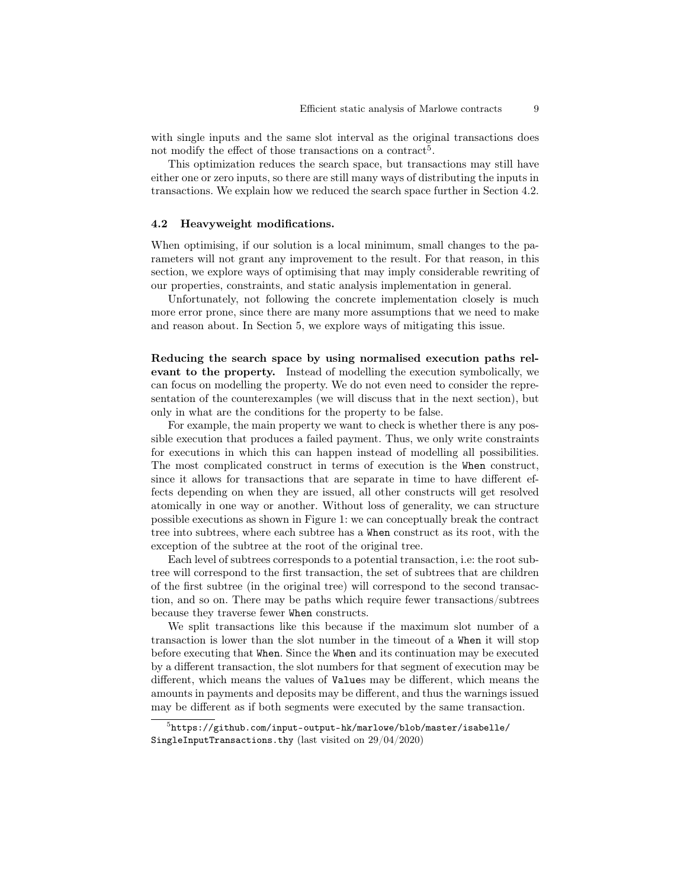with single inputs and the same slot interval as the original transactions does not modify the effect of those transactions on a contract[5].

This optimization reduces the search space, but transactions may still have either one or zero inputs, so there are still many ways of distributing the inputs in transactions. We explain how we reduced the search space further in Section 4.2.

### 4.2 Heavyweight modifications.

When optimising, if our solution is a local minimum, small changes to the parameters will not grant any improvement to the result. For that reason, in this section, we explore ways of optimising that may imply considerable rewriting of our properties, constraints, and static analysis implementation in general.

Unfortunately, not following the concrete implementation closely is much more error prone, since there are many more assumptions that we need to make and reason about. In Section 5, we explore ways of mitigating this issue.

**Reducing the search space by using normalised execution paths relevant to the property.** Instead of modelling the execution symbolically, we can focus on modelling the property. We do not even need to consider the representation of the counterexamples (we will discuss that in the next section), but only in what are the conditions for the property to be false.

For example, the main property we want to check is whether there is any possible execution that produces a failed payment. Thus, we only write constraints for executions in which this can happen instead of modelling all possibilities. The most complicated construct in terms of execution is the `When` construct, since it allows for transactions that are separate in time to have different effects depending on when they are issued, all other constructs will get resolved atomically in one way or another. Without loss of generality, we can structure possible executions as shown in Figure 1: we can conceptually break the contract tree into subtrees, where each subtree has a `When` construct as its root, with the exception of the subtree at the root of the original tree.

Each level of subtrees corresponds to a potential transaction, i.e: the root subtree will correspond to the first transaction, the set of subtrees that are children of the first subtree (in the original tree) will correspond to the second transaction, and so on. There may be paths which require fewer transactions/subtrees because they traverse fewer `When` constructs.

We split transactions like this because if the maximum slot number of a transaction is lower than the slot number in the timeout of a `When` it will stop before executing that `When`. Since the `When` and its continuation may be executed by a different transaction, the slot numbers for that segment of execution may be different, which means the values of `Value`s may be different, which means the amounts in payments and deposits may be different, and thus the warnings issued may be different as if both segments were executed by the same transaction.

[5] `https://github.com/input-output-hk/marlowe/blob/master/isabelle/SingleInputTransactions.thy` (last visited on 29/04/2020)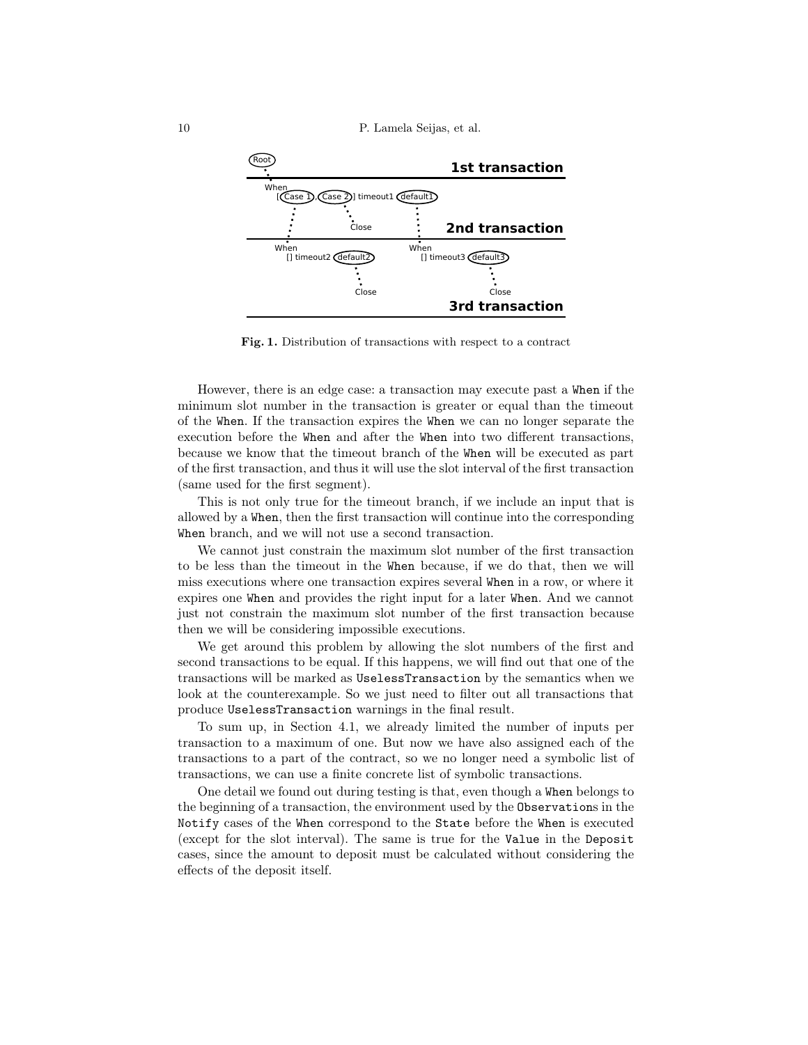Root

1st transaction

When

[ Case 1 , Case 2 ] timeout1 default1

Close

2nd transaction

When

[] timeout2 default2

When

[] timeout3 default3

Close

Close

3rd transaction

**Fig. 1.** Distribution of transactions with respect to a contract

However, there is an edge case: a transaction may execute past a `When` if the minimum slot number in the transaction is greater or equal than the timeout of the `When`. If the transaction expires the `When` we can no longer separate the execution before the `When` and after the `When` into two different transactions, because we know that the timeout branch of the `When` will be executed as part of the first transaction, and thus it will use the slot interval of the first transaction (same used for the first segment).

This is not only true for the timeout branch, if we include an input that is allowed by a `When`, then the first transaction will continue into the corresponding `When` branch, and we will not use a second transaction.

We cannot just constrain the maximum slot number of the first transaction to be less than the timeout in the `When` because, if we do that, then we will miss executions where one transaction expires several `When` in a row, or where it expires one `When` and provides the right input for a later `When`. And we cannot just not constrain the maximum slot number of the first transaction because then we will be considering impossible executions.

We get around this problem by allowing the slot numbers of the first and second transactions to be equal. If this happens, we will find out that one of the transactions will be marked as `UselessTransaction` by the semantics when we look at the counterexample. So we just need to filter out all transactions that produce `UselessTransaction` warnings in the final result.

To sum up, in Section 4.1, we already limited the number of inputs per transaction to a maximum of one. But now we have also assigned each of the transactions to a part of the contract, so we no longer need a symbolic list of transactions, we can use a finite concrete list of symbolic transactions.

One detail we found out during testing is that, even though a `When` belongs to the beginning of a transaction, the environment used by the `Observation`s in the `Notify` cases of the `When` correspond to the `State` before the `When` is executed (except for the slot interval). The same is true for the `Value` in the `Deposit` cases, since the amount to deposit must be calculated without considering the effects of the deposit itself.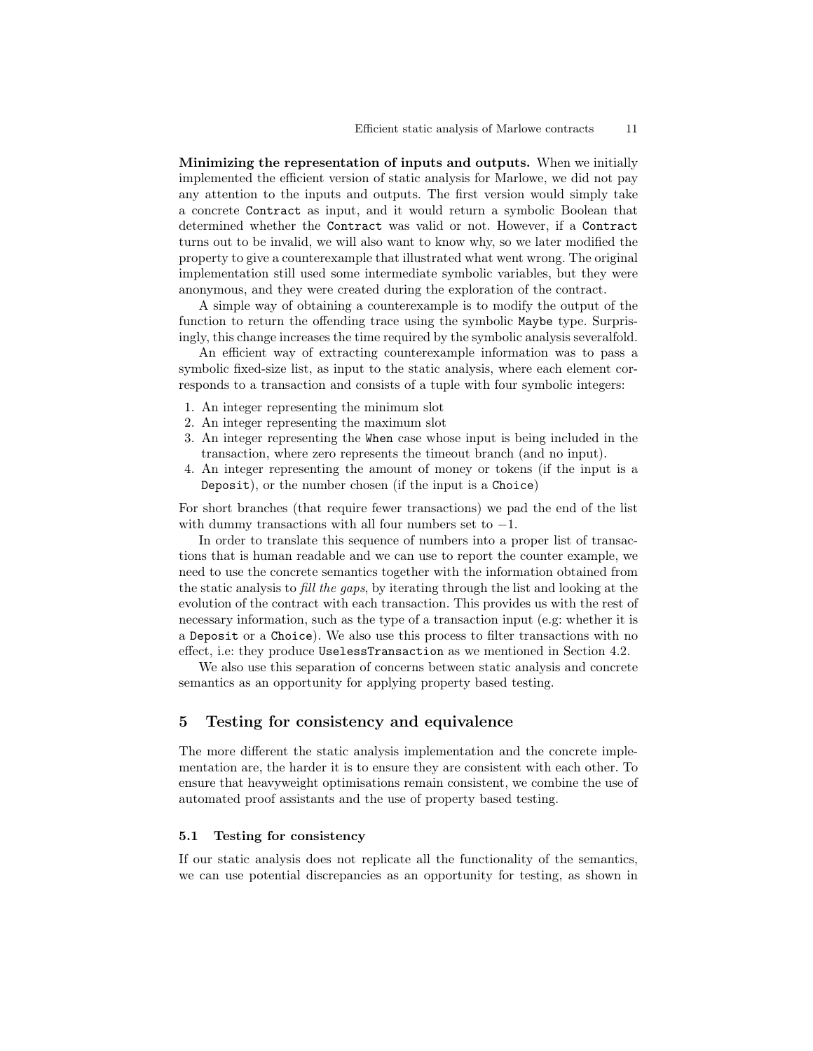**Minimizing the representation of inputs and outputs.** When we initially implemented the efficient version of static analysis for Marlowe, we did not pay any attention to the inputs and outputs. The first version would simply take a concrete `Contract` as input, and it would return a symbolic Boolean that determined whether the `Contract` was valid or not. However, if a `Contract` turns out to be invalid, we will also want to know why, so we later modified the property to give a counterexample that illustrated what went wrong. The original implementation still used some intermediate symbolic variables, but they were anonymous, and they were created during the exploration of the contract.

A simple way of obtaining a counterexample is to modify the output of the function to return the offending trace using the symbolic `Maybe` type. Surprisingly, this change increases the time required by the symbolic analysis severalfold.

An efficient way of extracting counterexample information was to pass a symbolic fixed-size list, as input to the static analysis, where each element corresponds to a transaction and consists of a tuple with four symbolic integers:

1. An integer representing the minimum slot
2. An integer representing the maximum slot
3. An integer representing the `When` case whose input is being included in the transaction, where zero represents the timeout branch (and no input).
4. An integer representing the amount of money or tokens (if the input is a `Deposit`), or the number chosen (if the input is a `Choice`)

For short branches (that require fewer transactions) we pad the end of the list with dummy transactions with all four numbers set to $-1$.

In order to translate this sequence of numbers into a proper list of transactions that is human readable and we can use to report the counter example, we need to use the concrete semantics together with the information obtained from the static analysis to *fill the gaps*, by iterating through the list and looking at the evolution of the contract with each transaction. This provides us with the rest of necessary information, such as the type of a transaction input (e.g: whether it is a `Deposit` or a `Choice`). We also use this process to filter transactions with no effect, i.e: they produce `UselessTransaction` as we mentioned in Section 4.2.

We also use this separation of concerns between static analysis and concrete semantics as an opportunity for applying property based testing.

## 5 Testing for consistency and equivalence

The more different the static analysis implementation and the concrete implementation are, the harder it is to ensure they are consistent with each other. To ensure that heavyweight optimisations remain consistent, we combine the use of automated proof assistants and the use of property based testing.

### 5.1 Testing for consistency

If our static analysis does not replicate all the functionality of the semantics, we can use potential discrepancies as an opportunity for testing, as shown in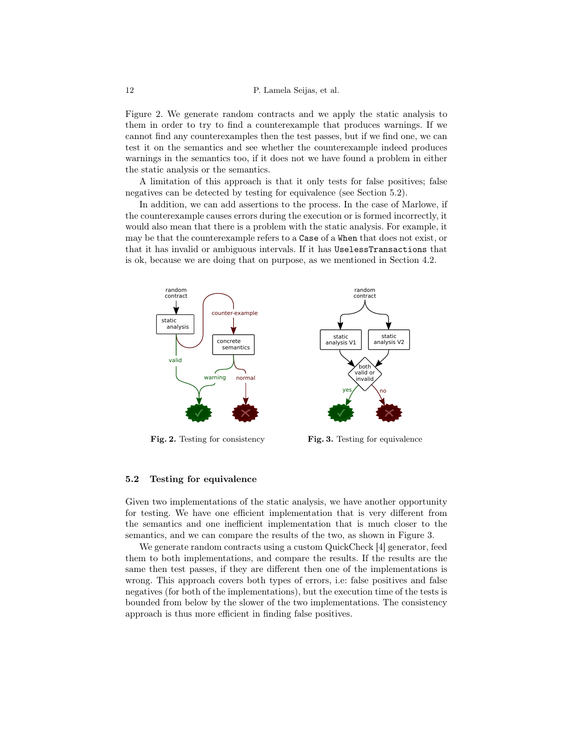Figure 2. We generate random contracts and we apply the static analysis to them in order to try to find a counterexample that produces warnings. If we cannot find any counterexamples then the test passes, but if we find one, we can test it on the semantics and see whether the counterexample indeed produces warnings in the semantics too, if it does not we have found a problem in either the static analysis or the semantics.

A limitation of this approach is that it only tests for false positives; false negatives can be detected by testing for equivalence (see Section 5.2).

In addition, we can add assertions to the process. In the case of Marlowe, if the counterexample causes errors during the execution or is formed incorrectly, it would also mean that there is a problem with the static analysis. For example, it may be that the counterexample refers to a `Case` of a `When` that does not exist, or that it has invalid or ambiguous intervals. If it has `UselessTransactions` that is ok, because we are doing that on purpose, as we mentioned in Section 4.2.

random contract
static analysis
counter-example
concrete semantics
valid
warning
normal

**Fig. 2.** Testing for consistency

random contract
static analysis V1
static analysis V2
both valid or invalid
yes
no

**Fig. 3.** Testing for equivalence

### 5.2 Testing for equivalence

Given two implementations of the static analysis, we have another opportunity for testing. We have one efficient implementation that is very different from the semantics and one inefficient implementation that is much closer to the semantics, and we can compare the results of the two, as shown in Figure 3.

We generate random contracts using a custom QuickCheck [4] generator, feed them to both implementations, and compare the results. If the results are the same then test passes, if they are different then one of the implementations is wrong. This approach covers both types of errors, i.e: false positives and false negatives (for both of the implementations), but the execution time of the tests is bounded from below by the slower of the two implementations. The consistency approach is thus more efficient in finding false positives.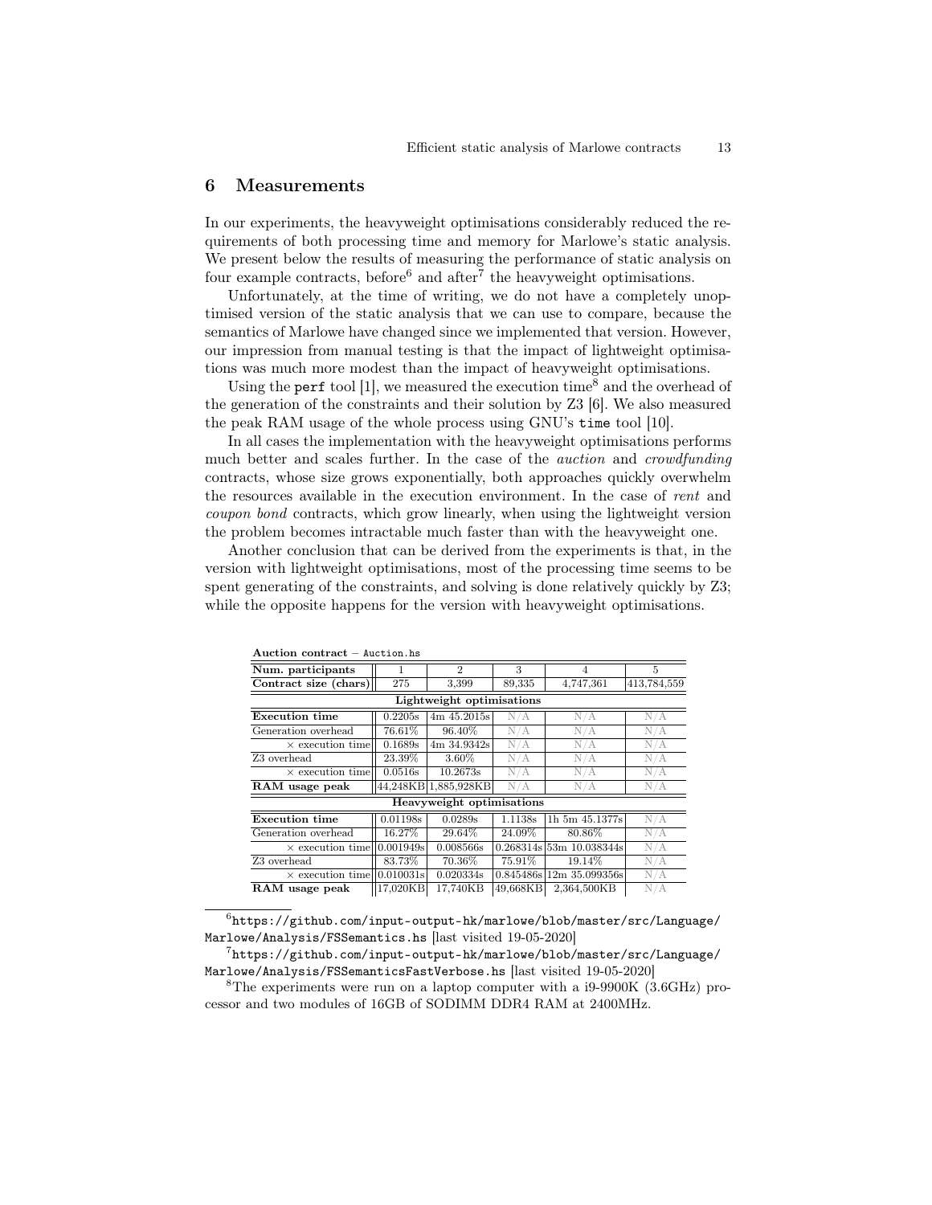## 6 Measurements

In our experiments, the heavyweight optimisations considerably reduced the requirements of both processing time and memory for Marlowe's static analysis. We present below the results of measuring the performance of static analysis on four example contracts, before[6] and after[7] the heavyweight optimisations.

Unfortunately, at the time of writing, we do not have a completely unoptimised version of the static analysis that we can use to compare, because the semantics of Marlowe have changed since we implemented that version. However, our impression from manual testing is that the impact of lightweight optimisations was much more modest than the impact of heavyweight optimisations.

Using the `perf` tool [1], we measured the execution time[8] and the overhead of the generation of the constraints and their solution by Z3 [6]. We also measured the peak RAM usage of the whole process using GNU's `time` tool [10].

In all cases the implementation with the heavyweight optimisations performs much better and scales further. In the case of the *auction* and *crowdfunding* contracts, whose size grows exponentially, both approaches quickly overwhelm the resources available in the execution environment. In the case of *rent* and *coupon bond* contracts, which grow linearly, when using the lightweight version the problem becomes intractable much faster than with the heavyweight one.

Another conclusion that can be derived from the experiments is that, in the version with lightweight optimisations, most of the processing time seems to be spent generating of the constraints, and solving is done relatively quickly by Z3; while the opposite happens for the version with heavyweight optimisations.

**Auction contract** – `Auction.hs`

| **Num. participants** | 1 | 2 | 3 | 4 | 5 |
|---|---|---|---|---|---|
| **Contract size (chars)** | 275 | 3,399 | 89,335 | 4,747,361 | 413,784,559 |
| **Lightweight optimisations** | | | | | |
| **Execution time** | 0.2205s | 4m 45.2015s | N/A | N/A | N/A |
| Generation overhead | 76.61% | 96.40% | N/A | N/A | N/A |
| × execution time | 0.1689s | 4m 34.9342s | N/A | N/A | N/A |
| Z3 overhead | 23.39% | 3.60% | N/A | N/A | N/A |
| × execution time | 0.0516s | 10.2673s | N/A | N/A | N/A |
| **RAM usage peak** | 44,248KB | 1,885,928KB | N/A | N/A | N/A |
| **Heavyweight optimisations** | | | | | |
| **Execution time** | 0.01198s | 0.0289s | 1.1138s | 1h 5m 45.1377s | N/A |
| Generation overhead | 16.27% | 29.64% | 24.09% | 80.86% | N/A |
| × execution time | 0.001949s | 0.008566s | 0.268314s | 53m 10.038344s | N/A |
| Z3 overhead | 83.73% | 70.36% | 75.91% | 19.14% | N/A |
| × execution time | 0.010031s | 0.020334s | 0.845486s | 12m 35.099356s | N/A |
| **RAM usage peak** | 17,020KB | 17,740KB | 49,668KB | 2,364,500KB | N/A |

[6] `https://github.com/input-output-hk/marlowe/blob/master/src/Language/Marlowe/Analysis/FSSemantics.hs` [last visited 19-05-2020]

[7] `https://github.com/input-output-hk/marlowe/blob/master/src/Language/Marlowe/Analysis/FSSemanticsFastVerbose.hs` [last visited 19-05-2020]

[8] The experiments were run on a laptop computer with a i9-9900K (3.6GHz) processor and two modules of 16GB of SODIMM DDR4 RAM at 2400MHz.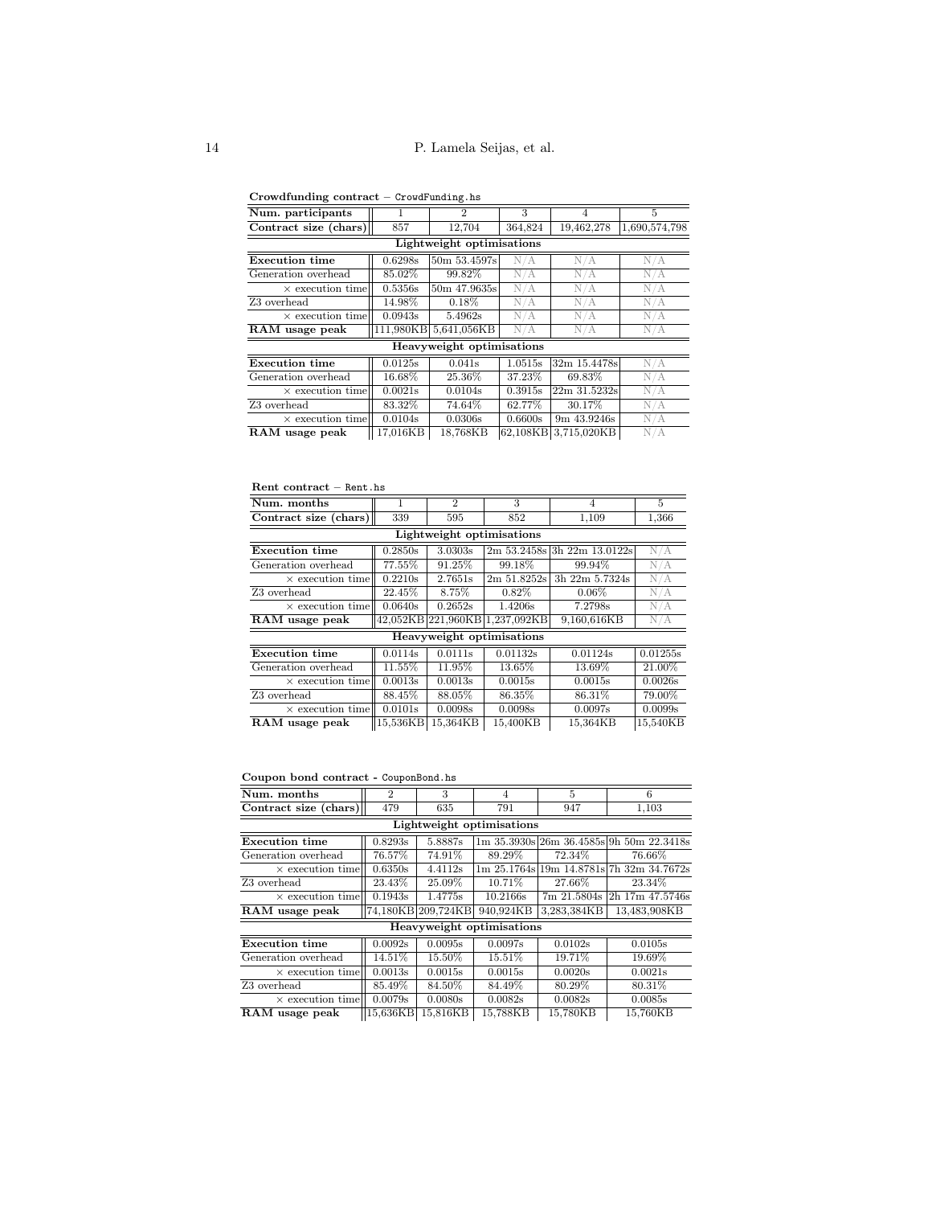**Crowdfunding contract** – `CrowdFunding.hs`

| Num. participants | 1 | 2 | 3 | 4 | 5 |
|---|---|---|---|---|---|
| **Contract size (chars)** | 857 | 12,704 | 364,824 | 19,462,278 | 1,690,574,798 |
| **Lightweight optimisations** | | | | | |
| **Execution time** | 0.6298s | 50m 53.4597s | N/A | N/A | N/A |
| Generation overhead | 85.02% | 99.82% | N/A | N/A | N/A |
| × execution time | 0.5356s | 50m 47.9635s | N/A | N/A | N/A |
| Z3 overhead | 14.98% | 0.18% | N/A | N/A | N/A |
| × execution time | 0.0943s | 5.4962s | N/A | N/A | N/A |
| **RAM usage peak** | 111,980KB | 5,641,056KB | N/A | N/A | N/A |
| **Heavyweight optimisations** | | | | | |
| **Execution time** | 0.0125s | 0.041s | 1.0515s | 32m 15.4478s | N/A |
| Generation overhead | 16.68% | 25.36% | 37.23% | 69.83% | N/A |
| × execution time | 0.0021s | 0.0104s | 0.3915s | 22m 31.5232s | N/A |
| Z3 overhead | 83.32% | 74.64% | 62.77% | 30.17% | N/A |
| × execution time | 0.0104s | 0.0306s | 0.6600s | 9m 43.9246s | N/A |
| **RAM usage peak** | 17,016KB | 18,768KB | 62,108KB | 3,715,020KB | N/A |

**Rent contract** – `Rent.hs`

| Num. months | 1 | 2 | 3 | 4 | 5 |
|---|---|---|---|---|---|
| **Contract size (chars)** | 339 | 595 | 852 | 1,109 | 1,366 |
| **Lightweight optimisations** | | | | | |
| **Execution time** | 0.2850s | 3.0303s | 2m 53.2458s | 3h 22m 13.0122s | N/A |
| Generation overhead | 77.55% | 91.25% | 99.18% | 99.94% | N/A |
| × execution time | 0.2210s | 2.7651s | 2m 51.8252s | 3h 22m 5.7324s | N/A |
| Z3 overhead | 22.45% | 8.75% | 0.82% | 0.06% | N/A |
| × execution time | 0.0640s | 0.2652s | 1.4206s | 7.2798s | N/A |
| **RAM usage peak** | 42,052KB | 221,960KB | 1,237,092KB | 9,160,616KB | N/A |
| **Heavyweight optimisations** | | | | | |
| **Execution time** | 0.0114s | 0.0111s | 0.01132s | 0.01124s | 0.01255s |
| Generation overhead | 11.55% | 11.95% | 13.65% | 13.69% | 21.00% |
| × execution time | 0.0013s | 0.0013s | 0.0015s | 0.0015s | 0.0026s |
| Z3 overhead | 88.45% | 88.05% | 86.35% | 86.31% | 79.00% |
| × execution time | 0.0101s | 0.0098s | 0.0098s | 0.0097s | 0.0099s |
| **RAM usage peak** | 15,536KB | 15,364KB | 15,400KB | 15,364KB | 15,540KB |

**Coupon bond contract** - `CouponBond.hs`

| Num. months | 2 | 3 | 4 | 5 | 6 |
|---|---|---|---|---|---|
| **Contract size (chars)** | 479 | 635 | 791 | 947 | 1,103 |
| **Lightweight optimisations** | | | | | |
| **Execution time** | 0.8293s | 5.8887s | 1m 35.3930s | 26m 36.4585s | 9h 50m 22.3418s |
| Generation overhead | 76.57% | 74.91% | 89.29% | 72.34% | 76.66% |
| × execution time | 0.6350s | 4.4112s | 1m 25.1764s | 19m 14.8781s | 7h 32m 34.7672s |
| Z3 overhead | 23.43% | 25.09% | 10.71% | 27.66% | 23.34% |
| × execution time | 0.1943s | 1.4775s | 10.2166s | 7m 21.5804s | 2h 17m 47.5746s |
| **RAM usage peak** | 74,180KB | 209,724KB | 940,924KB | 3,283,384KB | 13,483,908KB |
| **Heavyweight optimisations** | | | | | |
| **Execution time** | 0.0092s | 0.0095s | 0.0097s | 0.0102s | 0.0105s |
| Generation overhead | 14.51% | 15.50% | 15.51% | 19.71% | 19.69% |
| × execution time | 0.0013s | 0.0015s | 0.0015s | 0.0020s | 0.0021s |
| Z3 overhead | 85.49% | 84.50% | 84.49% | 80.29% | 80.31% |
| × execution time | 0.0079s | 0.0080s | 0.0082s | 0.0082s | 0.0085s |
| **RAM usage peak** | 15,636KB | 15,816KB | 15,788KB | 15,780KB | 15,760KB |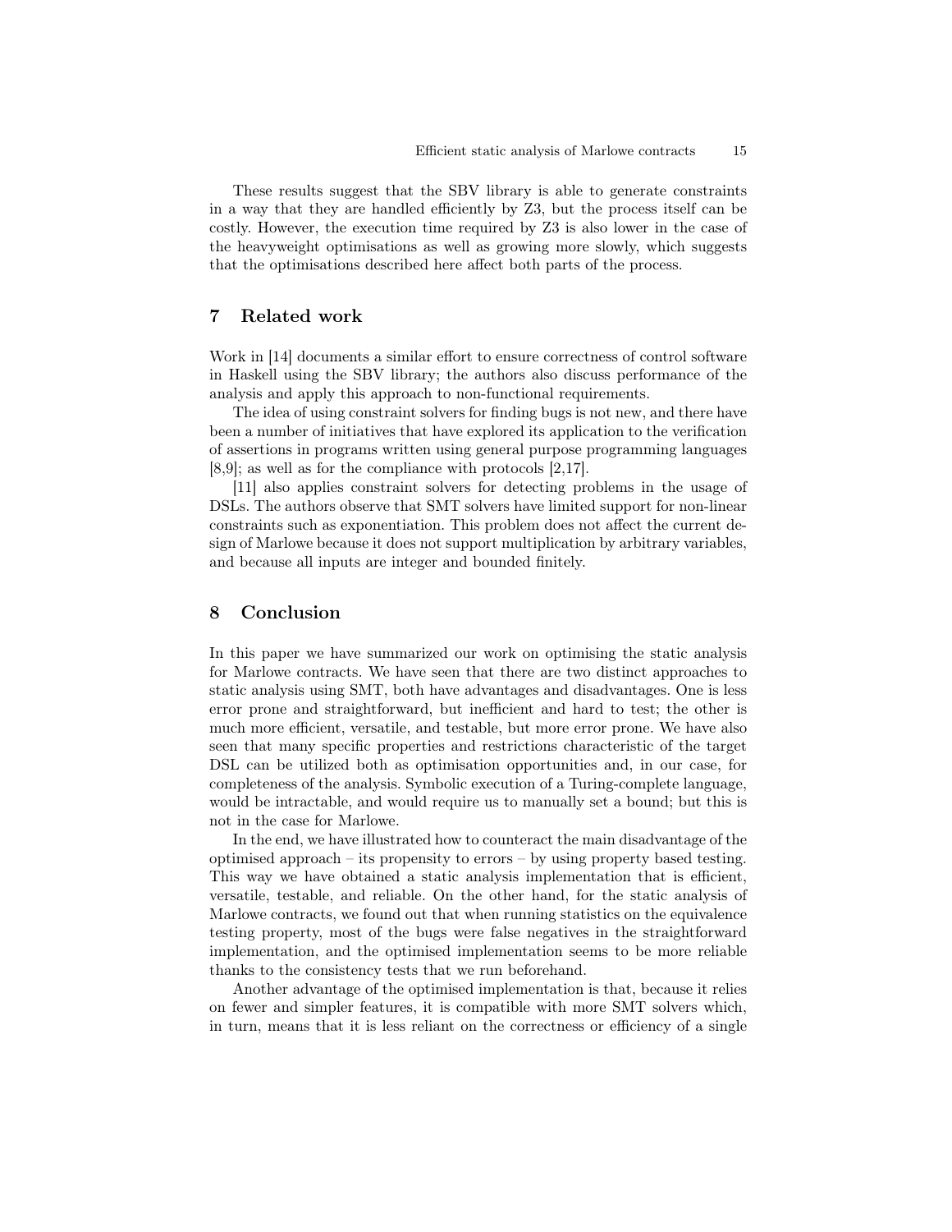These results suggest that the SBV library is able to generate constraints in a way that they are handled efficiently by Z3, but the process itself can be costly. However, the execution time required by Z3 is also lower in the case of the heavyweight optimisations as well as growing more slowly, which suggests that the optimisations described here affect both parts of the process.

## 7 Related work

Work in [14] documents a similar effort to ensure correctness of control software in Haskell using the SBV library; the authors also discuss performance of the analysis and apply this approach to non-functional requirements.

The idea of using constraint solvers for finding bugs is not new, and there have been a number of initiatives that have explored its application to the verification of assertions in programs written using general purpose programming languages [8,9]; as well as for the compliance with protocols [2,17].

[11] also applies constraint solvers for detecting problems in the usage of DSLs. The authors observe that SMT solvers have limited support for non-linear constraints such as exponentiation. This problem does not affect the current design of Marlowe because it does not support multiplication by arbitrary variables, and because all inputs are integer and bounded finitely.

## 8 Conclusion

In this paper we have summarized our work on optimising the static analysis for Marlowe contracts. We have seen that there are two distinct approaches to static analysis using SMT, both have advantages and disadvantages. One is less error prone and straightforward, but inefficient and hard to test; the other is much more efficient, versatile, and testable, but more error prone. We have also seen that many specific properties and restrictions characteristic of the target DSL can be utilized both as optimisation opportunities and, in our case, for completeness of the analysis. Symbolic execution of a Turing-complete language, would be intractable, and would require us to manually set a bound; but this is not in the case for Marlowe.

In the end, we have illustrated how to counteract the main disadvantage of the optimised approach – its propensity to errors – by using property based testing. This way we have obtained a static analysis implementation that is efficient, versatile, testable, and reliable. On the other hand, for the static analysis of Marlowe contracts, we found out that when running statistics on the equivalence testing property, most of the bugs were false negatives in the straightforward implementation, and the optimised implementation seems to be more reliable thanks to the consistency tests that we run beforehand.

Another advantage of the optimised implementation is that, because it relies on fewer and simpler features, it is compatible with more SMT solvers which, in turn, means that it is less reliant on the correctness or efficiency of a single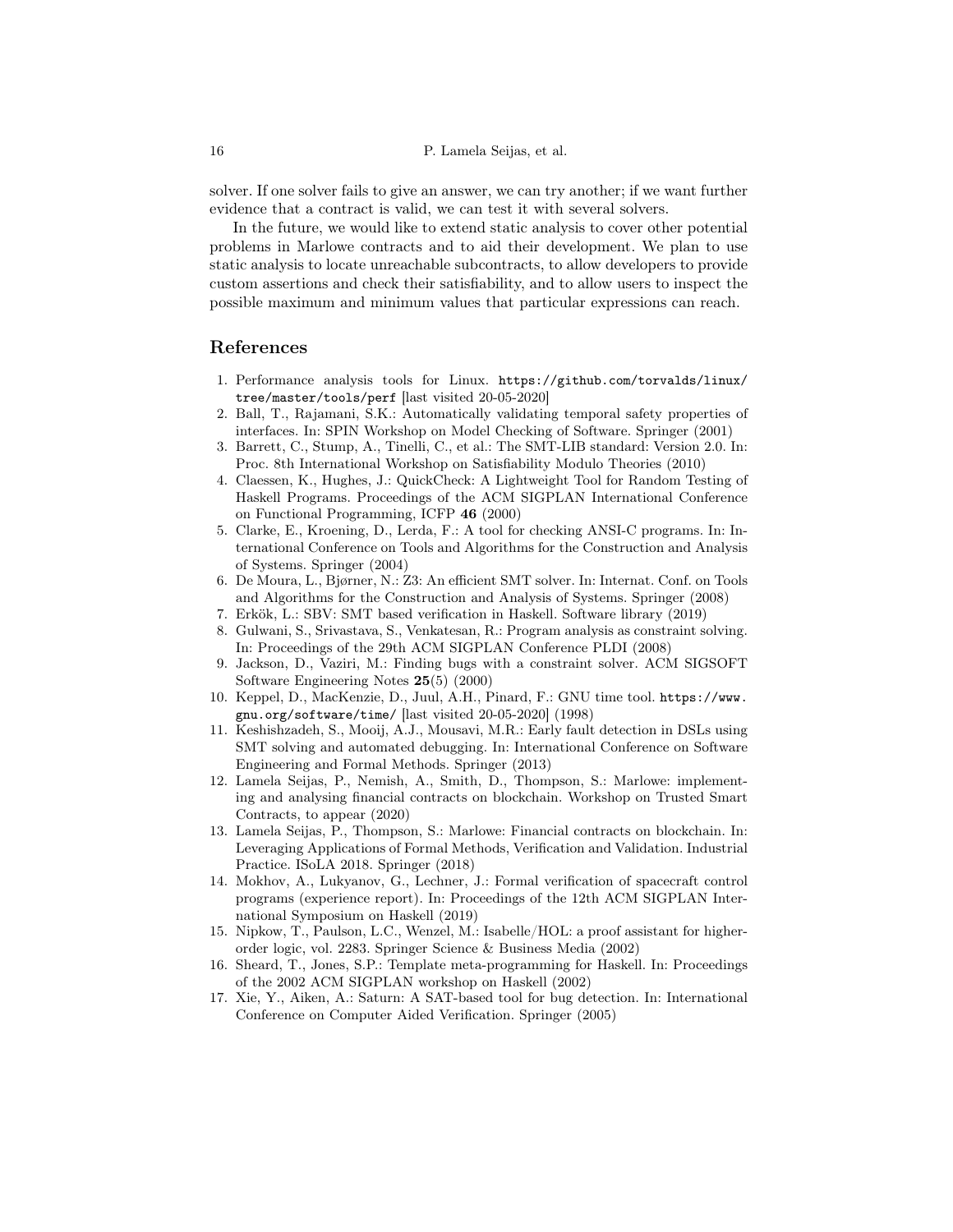solver. If one solver fails to give an answer, we can try another; if we want further evidence that a contract is valid, we can test it with several solvers.

In the future, we would like to extend static analysis to cover other potential problems in Marlowe contracts and to aid their development. We plan to use static analysis to locate unreachable subcontracts, to allow developers to provide custom assertions and check their satisfiability, and to allow users to inspect the possible maximum and minimum values that particular expressions can reach.

## References

1. Performance analysis tools for Linux. `https://github.com/torvalds/linux/tree/master/tools/perf` [last visited 20-05-2020]
2. Ball, T., Rajamani, S.K.: Automatically validating temporal safety properties of interfaces. In: SPIN Workshop on Model Checking of Software. Springer (2001)
3. Barrett, C., Stump, A., Tinelli, C., et al.: The SMT-LIB standard: Version 2.0. In: Proc. 8th International Workshop on Satisfiability Modulo Theories (2010)
4. Claessen, K., Hughes, J.: QuickCheck: A Lightweight Tool for Random Testing of Haskell Programs. Proceedings of the ACM SIGPLAN International Conference on Functional Programming, ICFP **46** (2000)
5. Clarke, E., Kroening, D., Lerda, F.: A tool for checking ANSI-C programs. In: International Conference on Tools and Algorithms for the Construction and Analysis of Systems. Springer (2004)
6. De Moura, L., Bjørner, N.: Z3: An efficient SMT solver. In: Internat. Conf. on Tools and Algorithms for the Construction and Analysis of Systems. Springer (2008)
7. Erkök, L.: SBV: SMT based verification in Haskell. Software library (2019)
8. Gulwani, S., Srivastava, S., Venkatesan, R.: Program analysis as constraint solving. In: Proceedings of the 29th ACM SIGPLAN Conference PLDI (2008)
9. Jackson, D., Vaziri, M.: Finding bugs with a constraint solver. ACM SIGSOFT Software Engineering Notes **25**(5) (2000)
10. Keppel, D., MacKenzie, D., Juul, A.H., Pinard, F.: GNU time tool. `https://www.gnu.org/software/time/` [last visited 20-05-2020] (1998)
11. Keshishzadeh, S., Mooij, A.J., Mousavi, M.R.: Early fault detection in DSLs using SMT solving and automated debugging. In: International Conference on Software Engineering and Formal Methods. Springer (2013)
12. Lamela Seijas, P., Nemish, A., Smith, D., Thompson, S.: Marlowe: implementing and analysing financial contracts on blockchain. Workshop on Trusted Smart Contracts, to appear (2020)
13. Lamela Seijas, P., Thompson, S.: Marlowe: Financial contracts on blockchain. In: Leveraging Applications of Formal Methods, Verification and Validation. Industrial Practice. ISoLA 2018. Springer (2018)
14. Mokhov, A., Lukyanov, G., Lechner, J.: Formal verification of spacecraft control programs (experience report). In: Proceedings of the 12th ACM SIGPLAN International Symposium on Haskell (2019)
15. Nipkow, T., Paulson, L.C., Wenzel, M.: Isabelle/HOL: a proof assistant for higher-order logic, vol. 2283. Springer Science & Business Media (2002)
16. Sheard, T., Jones, S.P.: Template meta-programming for Haskell. In: Proceedings of the 2002 ACM SIGPLAN workshop on Haskell (2002)
17. Xie, Y., Aiken, A.: Saturn: A SAT-based tool for bug detection. In: International Conference on Computer Aided Verification. Springer (2005)